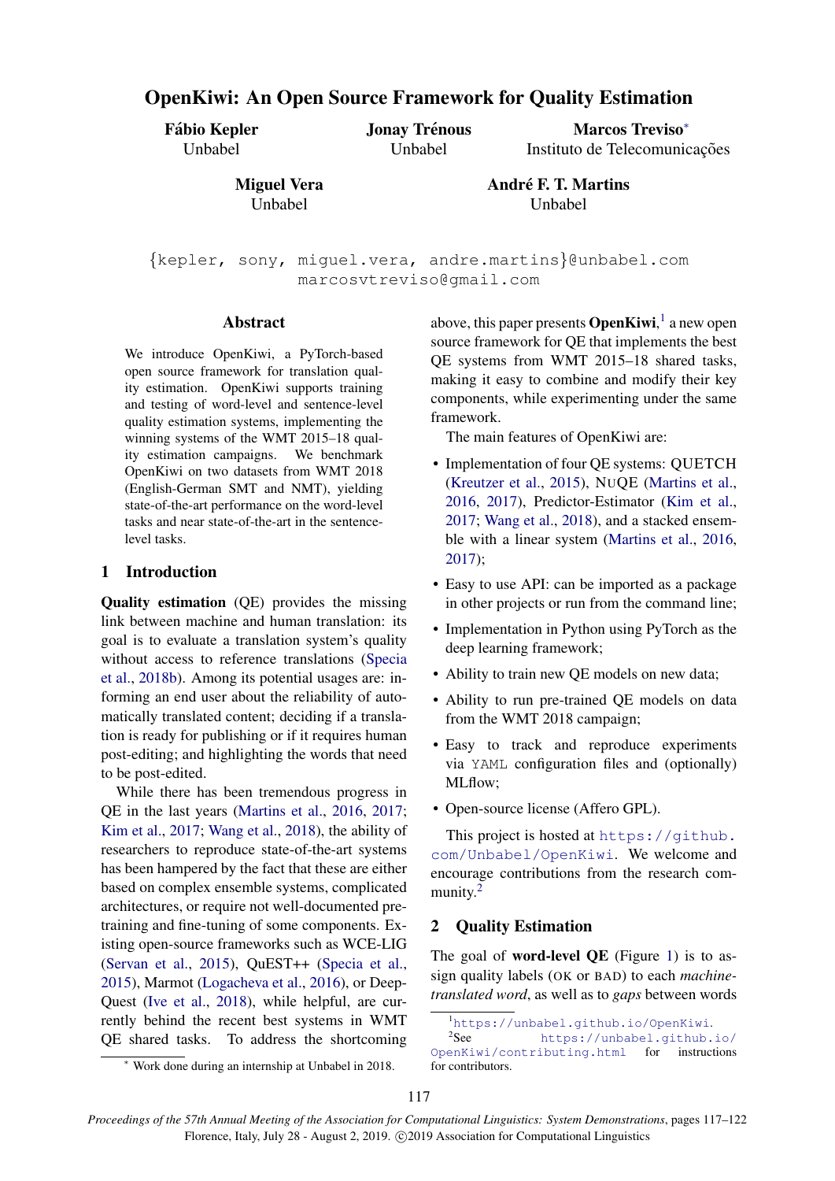# OpenKiwi: An Open Source Framework for Quality Estimation

**Fábio Kepler**
Unbabel

**Jonay Trénous**
Unbabel

**Marcos Treviso**[*]
Instituto de Telecomunicações

**Miguel Vera**
Unbabel

**André F. T. Martins**
Unbabel

{kepler, sony, miguel.vera, andre.martins}@unbabel.com
marcosvtreviso@gmail.com

## Abstract

We introduce OpenKiwi, a PyTorch-based open source framework for translation quality estimation. OpenKiwi supports training and testing of word-level and sentence-level quality estimation systems, implementing the winning systems of the WMT 2015–18 quality estimation campaigns. We benchmark OpenKiwi on two datasets from WMT 2018 (English-German SMT and NMT), yielding state-of-the-art performance on the word-level tasks and near state-of-the-art in the sentence-level tasks.

## 1 Introduction

**Quality estimation** (QE) provides the missing link between machine and human translation: its goal is to evaluate a translation system's quality without access to reference translations (Specia et al., 2018b). Among its potential usages are: informing an end user about the reliability of automatically translated content; deciding if a translation is ready for publishing or if it requires human post-editing; and highlighting the words that need to be post-edited.

While there has been tremendous progress in QE in the last years (Martins et al., 2016, 2017; Kim et al., 2017; Wang et al., 2018), the ability of researchers to reproduce state-of-the-art systems has been hampered by the fact that these are either based on complex ensemble systems, complicated architectures, or require not well-documented pretraining and fine-tuning of some components. Existing open-source frameworks such as WCE-LIG (Servan et al., 2015), QuEST++ (Specia et al., 2015), Marmot (Logacheva et al., 2016), or DeepQuest (Ive et al., 2018), while helpful, are currently behind the recent best systems in WMT QE shared tasks. To address the shortcoming above, this paper presents **OpenKiwi**,[1] a new open source framework for QE that implements the best QE systems from WMT 2015–18 shared tasks, making it easy to combine and modify their key components, while experimenting under the same framework.

The main features of OpenKiwi are:

- Implementation of four QE systems: QUETCH (Kreutzer et al., 2015), NuQE (Martins et al., 2016, 2017), Predictor-Estimator (Kim et al., 2017; Wang et al., 2018), and a stacked ensemble with a linear system (Martins et al., 2016, 2017);
- Easy to use API: can be imported as a package in other projects or run from the command line;
- Implementation in Python using PyTorch as the deep learning framework;
- Ability to train new QE models on new data;
- Ability to run pre-trained QE models on data from the WMT 2018 campaign;
- Easy to track and reproduce experiments via `YAML` configuration files and (optionally) MLflow;
- Open-source license (Affero GPL).

This project is hosted at https://github.com/Unbabel/OpenKiwi. We welcome and encourage contributions from the research community.[2]

## 2 Quality Estimation

The goal of **word-level QE** (Figure 1) is to assign quality labels (OK or BAD) to each *machine-translated word*, as well as to *gaps* between words

[*] Work done during an internship at Unbabel in 2018.

[1] https://unbabel.github.io/OpenKiwi.

[2] See https://unbabel.github.io/OpenKiwi/contributing.html for instructions for contributors.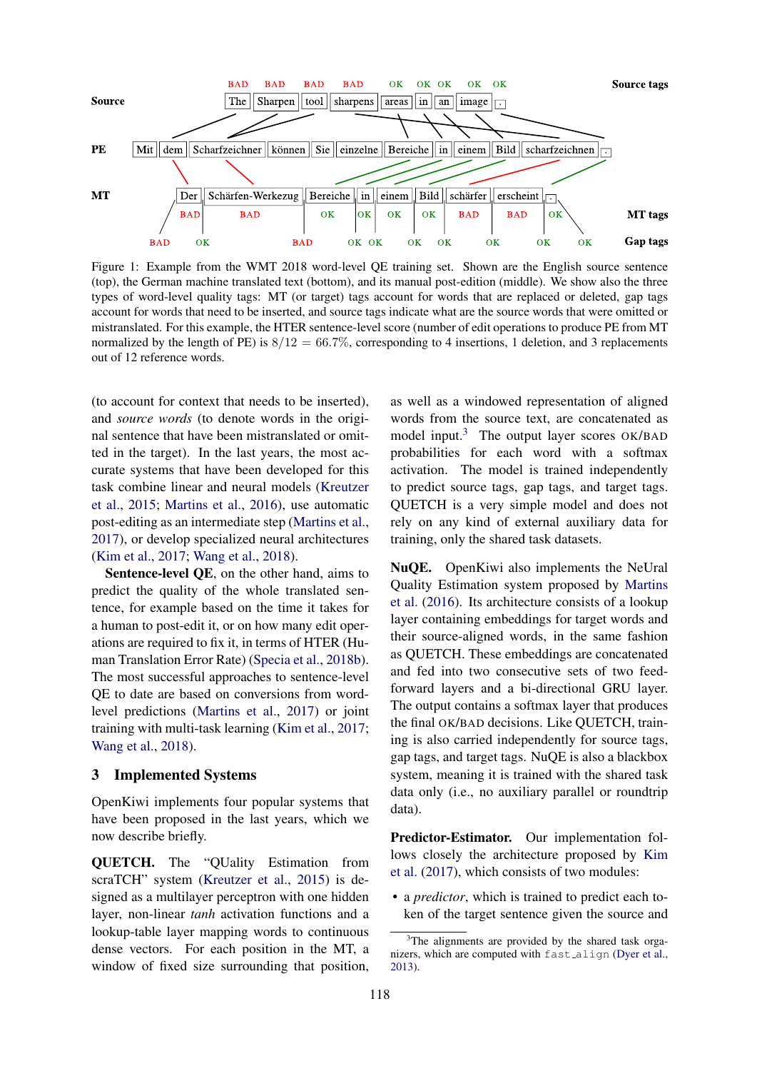Figure 1: Example from the WMT 2018 word-level QE training set. Shown are the English source sentence (top), the German machine translated text (bottom), and its manual post-edition (middle). We show also the three types of word-level quality tags: MT (or target) tags account for words that are replaced or deleted, gap tags account for words that need to be inserted, and source tags indicate what are the source words that were omitted or mistranslated. For this example, the HTER sentence-level score (number of edit operations to produce PE from MT normalized by the length of PE) is $8/12 = 66.7\%$, corresponding to 4 insertions, 1 deletion, and 3 replacements out of 12 reference words.

(to account for context that needs to be inserted), and *source words* (to denote words in the original sentence that have been mistranslated or omitted in the target). In the last years, the most accurate systems that have been developed for this task combine linear and neural models (Kreutzer et al., 2015; Martins et al., 2016), use automatic post-editing as an intermediate step (Martins et al., 2017), or develop specialized neural architectures (Kim et al., 2017; Wang et al., 2018).

**Sentence-level QE**, on the other hand, aims to predict the quality of the whole translated sentence, for example based on the time it takes for a human to post-edit it, or on how many edit operations are required to fix it, in terms of HTER (Human Translation Error Rate) (Specia et al., 2018b). The most successful approaches to sentence-level QE to date are based on conversions from word-level predictions (Martins et al., 2017) or joint training with multi-task learning (Kim et al., 2017; Wang et al., 2018).

## 3 Implemented Systems

OpenKiwi implements four popular systems that have been proposed in the last years, which we now describe briefly.

**QUETCH.** The "QUality Estimation from scraTCH" system (Kreutzer et al., 2015) is designed as a multilayer perceptron with one hidden layer, non-linear *tanh* activation functions and a lookup-table layer mapping words to continuous dense vectors. For each position in the MT, a window of fixed size surrounding that position, as well as a windowed representation of aligned words from the source text, are concatenated as model input.[3] The output layer scores OK/BAD probabilities for each word with a softmax activation. The model is trained independently to predict source tags, gap tags, and target tags. QUETCH is a very simple model and does not rely on any kind of external auxiliary data for training, only the shared task datasets.

**NuQE.** OpenKiwi also implements the NeUral Quality Estimation system proposed by Martins et al. (2016). Its architecture consists of a lookup layer containing embeddings for target words and their source-aligned words, in the same fashion as QUETCH. These embeddings are concatenated and fed into two consecutive sets of two feed-forward layers and a bi-directional GRU layer. The output contains a softmax layer that produces the final OK/BAD decisions. Like QUETCH, training is also carried independently for source tags, gap tags, and target tags. NuQE is also a blackbox system, meaning it is trained with the shared task data only (i.e., no auxiliary parallel or roundtrip data).

**Predictor-Estimator.** Our implementation follows closely the architecture proposed by Kim et al. (2017), which consists of two modules:

- a *predictor*, which is trained to predict each token of the target sentence given the source and

[3] The alignments are provided by the shared task organizers, which are computed with `fast_align` (Dyer et al., 2013).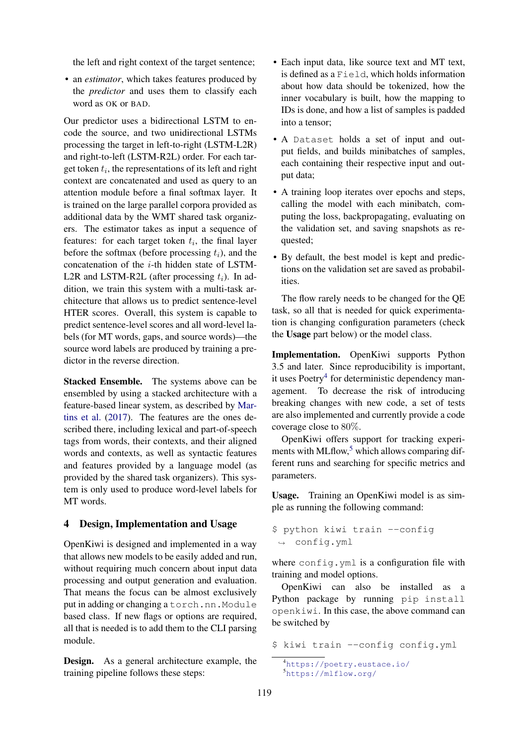the left and right context of the target sentence;

- an *estimator*, which takes features produced by the *predictor* and uses them to classify each word as OK or BAD.

Our predictor uses a bidirectional LSTM to encode the source, and two unidirectional LSTMs processing the target in left-to-right (LSTM-L2R) and right-to-left (LSTM-R2L) order. For each target token $t_i$, the representations of its left and right context are concatenated and used as query to an attention module before a final softmax layer. It is trained on the large parallel corpora provided as additional data by the WMT shared task organizers. The estimator takes as input a sequence of features: for each target token $t_i$, the final layer before the softmax (before processing $t_i$), and the concatenation of the $i$-th hidden state of LSTM-L2R and LSTM-R2L (after processing $t_i$). In addition, we train this system with a multi-task architecture that allows us to predict sentence-level HTER scores. Overall, this system is capable to predict sentence-level scores and all word-level labels (for MT words, gaps, and source words)—the source word labels are produced by training a predictor in the reverse direction.

**Stacked Ensemble.** The systems above can be ensembled by using a stacked architecture with a feature-based linear system, as described by Martins et al. (2017). The features are the ones described there, including lexical and part-of-speech tags from words, their contexts, and their aligned words and contexts, as well as syntactic features and features provided by a language model (as provided by the shared task organizers). This system is only used to produce word-level labels for MT words.

## 4 Design, Implementation and Usage

OpenKiwi is designed and implemented in a way that allows new models to be easily added and run, without requiring much concern about input data processing and output generation and evaluation. That means the focus can be almost exclusively put in adding or changing a `torch.nn.Module` based class. If new flags or options are required, all that is needed is to add them to the CLI parsing module.

**Design.** As a general architecture example, the training pipeline follows these steps:

- Each input data, like source text and MT text, is defined as a `Field`, which holds information about how data should be tokenized, how the inner vocabulary is built, how the mapping to IDs is done, and how a list of samples is padded into a tensor;
- A `Dataset` holds a set of input and output fields, and builds minibatches of samples, each containing their respective input and output data;
- A training loop iterates over epochs and steps, calling the model with each minibatch, computing the loss, backpropagating, evaluating on the validation set, and saving snapshots as requested;
- By default, the best model is kept and predictions on the validation set are saved as probabilities.

The flow rarely needs to be changed for the QE task, so all that is needed for quick experimentation is changing configuration parameters (check the **Usage** part below) or the model class.

**Implementation.** OpenKiwi supports Python 3.5 and later. Since reproducibility is important, it uses Poetry[4] for deterministic dependency management. To decrease the risk of introducing breaking changes with new code, a set of tests are also implemented and currently provide a code coverage close to 80%.

OpenKiwi offers support for tracking experiments with MLflow,[5] which allows comparing different runs and searching for specific metrics and parameters.

**Usage.** Training an OpenKiwi model is as simple as running the following command:

```
$ python kiwi train --config
  config.yml
```

where `config.yml` is a configuration file with training and model options.

OpenKiwi can also be installed as a Python package by running `pip install openkiwi`. In this case, the above command can be switched by

```
$ kiwi train --config config.yml
```

[4] https://poetry.eustace.io/

[5] https://mlflow.org/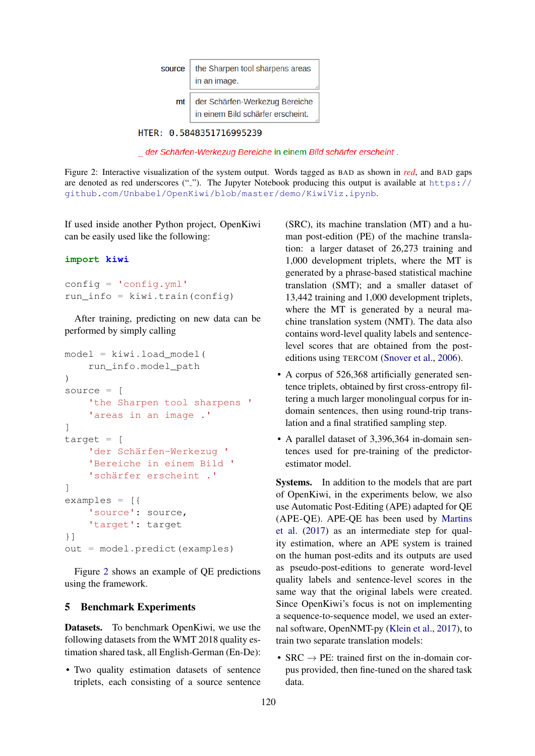source: the Sharpen tool sharpens areas in an image.

mt: der Schärfen-Werkezug Bereiche in einem Bild schärfer erscheint.

HTER: 0.5848351716995239

_ der Schärfen-Werkezug Bereiche in einem Bild schärfer erscheint .

Figure 2: Interactive visualization of the system output. Words tagged as BAD as shown in *red*, and BAD gaps are denoted as red underscores ("_"). The Jupyter Notebook producing this output is available at https://github.com/Unbabel/OpenKiwi/blob/master/demo/KiwiViz.ipynb.

If used inside another Python project, OpenKiwi can be easily used like the following:

```
import kiwi

config = 'config.yml'
run_info = kiwi.train(config)
```

After training, predicting on new data can be performed by simply calling

```
model = kiwi.load_model(
    run_info.model_path
)
source = [
    'the Sharpen tool sharpens '
    'areas in an image .'
]
target = [
    'der Schärfen-Werkezug '
    'Bereiche in einem Bild '
    'schärfer erscheint .'
]
examples = [{
    'source': source,
    'target': target
}]
out = model.predict(examples)
```

Figure 2 shows an example of QE predictions using the framework.

## 5 Benchmark Experiments

**Datasets.** To benchmark OpenKiwi, we use the following datasets from the WMT 2018 quality estimation shared task, all English-German (En-De):

- Two quality estimation datasets of sentence triplets, each consisting of a source sentence (SRC), its machine translation (MT) and a human post-edition (PE) of the machine translation: a larger dataset of 26,273 training and 1,000 development triplets, where the MT is generated by a phrase-based statistical machine translation (SMT); and a smaller dataset of 13,442 training and 1,000 development triplets, where the MT is generated by a neural machine translation system (NMT). The data also contains word-level quality labels and sentence-level scores that are obtained from the post-editions using TERCOM (Snover et al., 2006).
- A corpus of 526,368 artificially generated sentence triplets, obtained by first cross-entropy filtering a much larger monolingual corpus for in-domain sentences, then using round-trip translation and a final stratified sampling step.
- A parallel dataset of 3,396,364 in-domain sentences used for pre-training of the predictor-estimator model.

**Systems.** In addition to the models that are part of OpenKiwi, in the experiments below, we also use Automatic Post-Editing (APE) adapted for QE (APE-QE). APE-QE has been used by Martins et al. (2017) as an intermediate step for quality estimation, where an APE system is trained on the human post-edits and its outputs are used as pseudo-post-editions to generate word-level quality labels and sentence-level scores in the same way that the original labels were created. Since OpenKiwi's focus is not on implementing a sequence-to-sequence model, we used an external software, OpenNMT-py (Klein et al., 2017), to train two separate translation models:

- SRC → PE: trained first on the in-domain corpus provided, then fine-tuned on the shared task data.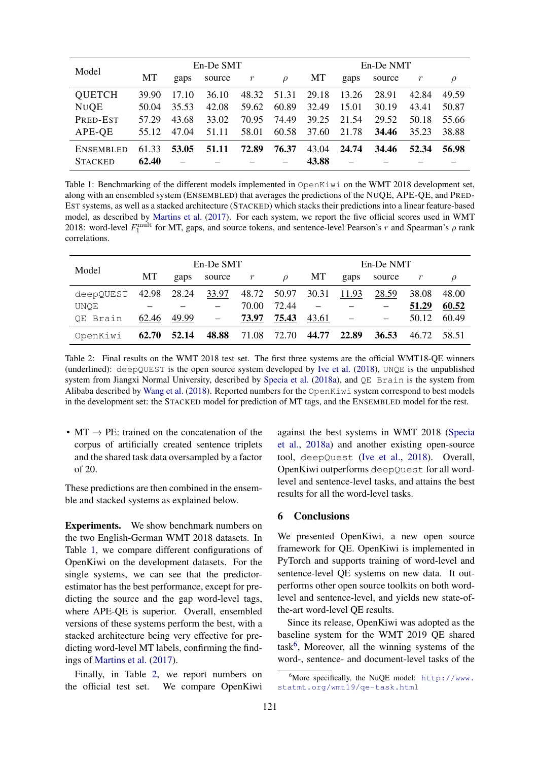| Model | En-De SMT | | | | | En-De NMT | | | | |
|---|---|---|---|---|---|---|---|---|---|---|
| | MT | gaps | source | $r$ | $\rho$ | MT | gaps | source | $r$ | $\rho$ |
| QUETCH | 39.90 | 17.10 | 36.10 | 48.32 | 51.31 | 29.18 | 13.26 | 28.91 | 42.84 | 49.59 |
| NuQE | 50.04 | 35.53 | 42.08 | 59.62 | 60.89 | 32.49 | 15.01 | 30.19 | 43.41 | 50.87 |
| Pred-Est | 57.29 | 43.68 | 33.02 | 70.95 | 74.49 | 39.25 | 21.54 | 29.52 | 50.18 | 55.66 |
| APE-QE | 55.12 | 47.04 | 51.11 | 58.01 | 60.58 | 37.60 | 21.78 | **34.46** | 35.23 | 38.88 |
| Ensembled | 61.33 | **53.05** | **51.11** | **72.89** | **76.37** | 43.04 | **24.74** | 34.46 | **52.34** | **56.98** |
| Stacked | **62.40** | – | – | – | – | **43.88** | – | – | – | – |

Table 1: Benchmarking of the different models implemented in `OpenKiwi` on the WMT 2018 development set, along with an ensembled system (Ensembled) that averages the predictions of the NuQE, APE-QE, and Pred-Est systems, as well as a stacked architecture (Stacked) which stacks their predictions into a linear feature-based model, as described by Martins et al. (2017). For each system, we report the five official scores used in WMT 2018: word-level $F_1^{\text{mult}}$ for MT, gaps, and source tokens, and sentence-level Pearson's $r$ and Spearman's $\rho$ rank correlations.

| Model | En-De SMT | | | | | En-De NMT | | | | |
|---|---|---|---|---|---|---|---|---|---|---|
| | MT | gaps | source | $r$ | $\rho$ | MT | gaps | source | $r$ | $\rho$ |
| `deepQUEST` | 42.98 | 28.24 | <u>33.97</u> | 48.72 | 50.97 | 30.31 | <u>11.93</u> | <u>28.59</u> | 38.08 | 48.00 |
| `UNQE` | – | – | – | 70.00 | 72.44 | – | – | – | **<u>51.29</u>** | **<u>60.52</u>** |
| `QE Brain` | <u>62.46</u> | <u>49.99</u> | – | **<u>73.97</u>** | **<u>75.43</u>** | <u>43.61</u> | – | – | 50.12 | 60.49 |
| `OpenKiwi` | **62.70** | **52.14** | **48.88** | 71.08 | 72.70 | **44.77** | **22.89** | **36.53** | 46.72 | 58.51 |

Table 2: Final results on the WMT 2018 test set. The first three systems are the official WMT18-QE winners (underlined): `deepQUEST` is the open source system developed by Ive et al. (2018), `UNQE` is the unpublished system from Jiangxi Normal University, described by Specia et al. (2018a), and `QE Brain` is the system from Alibaba described by Wang et al. (2018). Reported numbers for the `OpenKiwi` system correspond to best models in the development set: the Stacked model for prediction of MT tags, and the Ensembled model for the rest.

- MT → PE: trained on the concatenation of the corpus of artificially created sentence triplets and the shared task data oversampled by a factor of 20.

These predictions are then combined in the ensemble and stacked systems as explained below.

**Experiments.** We show benchmark numbers on the two English-German WMT 2018 datasets. In Table 1, we compare different configurations of OpenKiwi on the development datasets. For the single systems, we can see that the predictor-estimator has the best performance, except for predicting the source and the gap word-level tags, where APE-QE is superior. Overall, ensembled versions of these systems perform the best, with a stacked architecture being very effective for predicting word-level MT labels, confirming the findings of Martins et al. (2017).

Finally, in Table 2, we report numbers on the official test set. We compare OpenKiwi against the best systems in WMT 2018 (Specia et al., 2018a) and another existing open-source tool, `deepQuest` (Ive et al., 2018). Overall, OpenKiwi outperforms `deepQuest` for all word-level and sentence-level tasks, and attains the best results for all the word-level tasks.

## 6 Conclusions

We presented OpenKiwi, a new open source framework for QE. OpenKiwi is implemented in PyTorch and supports training of word-level and sentence-level QE systems on new data. It outperforms other open source toolkits on both word-level and sentence-level, and yields new state-of-the-art word-level QE results.

Since its release, OpenKiwi was adopted as the baseline system for the WMT 2019 QE shared task[6], Moreover, all the winning systems of the word-, sentence- and document-level tasks of the

[6] More specifically, the NuQE model: http://www.statmt.org/wmt19/qe-task.html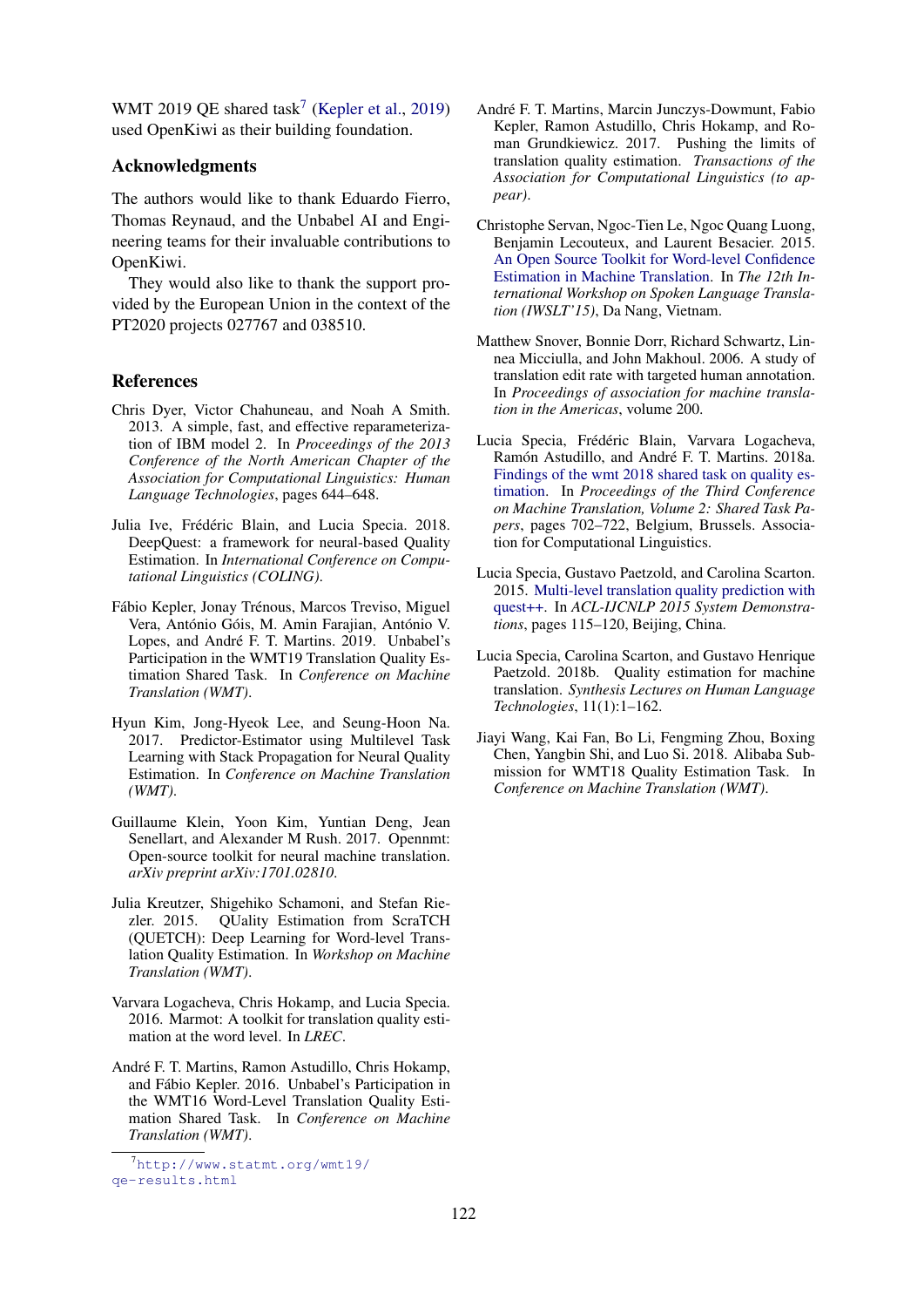WMT 2019 QE shared task[7] (Kepler et al., 2019) used OpenKiwi as their building foundation.

## Acknowledgments

The authors would like to thank Eduardo Fierro, Thomas Reynaud, and the Unbabel AI and Engineering teams for their invaluable contributions to OpenKiwi.

They would also like to thank the support provided by the European Union in the context of the PT2020 projects 027767 and 038510.

## References

Chris Dyer, Victor Chahuneau, and Noah A Smith. 2013. A simple, fast, and effective reparameterization of IBM model 2. In *Proceedings of the 2013 Conference of the North American Chapter of the Association for Computational Linguistics: Human Language Technologies*, pages 644–648.

Julia Ive, Frédéric Blain, and Lucia Specia. 2018. DeepQuest: a framework for neural-based Quality Estimation. In *International Conference on Computational Linguistics (COLING)*.

Fábio Kepler, Jonay Trénous, Marcos Treviso, Miguel Vera, António Góis, M. Amin Farajian, António V. Lopes, and André F. T. Martins. 2019. Unbabel's Participation in the WMT19 Translation Quality Estimation Shared Task. In *Conference on Machine Translation (WMT)*.

Hyun Kim, Jong-Hyeok Lee, and Seung-Hoon Na. 2017. Predictor-Estimator using Multilevel Task Learning with Stack Propagation for Neural Quality Estimation. In *Conference on Machine Translation (WMT)*.

Guillaume Klein, Yoon Kim, Yuntian Deng, Jean Senellart, and Alexander M Rush. 2017. Opennmt: Open-source toolkit for neural machine translation. *arXiv preprint arXiv:1701.02810*.

Julia Kreutzer, Shigehiko Schamoni, and Stefan Riezler. 2015. QUality Estimation from ScraTCH (QUETCH): Deep Learning for Word-level Translation Quality Estimation. In *Workshop on Machine Translation (WMT)*.

Varvara Logacheva, Chris Hokamp, and Lucia Specia. 2016. Marmot: A toolkit for translation quality estimation at the word level. In *LREC*.

André F. T. Martins, Ramon Astudillo, Chris Hokamp, and Fábio Kepler. 2016. Unbabel's Participation in the WMT16 Word-Level Translation Quality Estimation Shared Task. In *Conference on Machine Translation (WMT)*.

André F. T. Martins, Marcin Junczys-Dowmunt, Fabio Kepler, Ramon Astudillo, Chris Hokamp, and Roman Grundkiewicz. 2017. Pushing the limits of translation quality estimation. *Transactions of the Association for Computational Linguistics (to appear)*.

Christophe Servan, Ngoc-Tien Le, Ngoc Quang Luong, Benjamin Lecouteux, and Laurent Besacier. 2015. An Open Source Toolkit for Word-level Confidence Estimation in Machine Translation. In *The 12th International Workshop on Spoken Language Translation (IWSLT'15)*, Da Nang, Vietnam.

Matthew Snover, Bonnie Dorr, Richard Schwartz, Linnea Micciulla, and John Makhoul. 2006. A study of translation edit rate with targeted human annotation. In *Proceedings of association for machine translation in the Americas*, volume 200.

Lucia Specia, Frédéric Blain, Varvara Logacheva, Ramón Astudillo, and André F. T. Martins. 2018a. Findings of the wmt 2018 shared task on quality estimation. In *Proceedings of the Third Conference on Machine Translation, Volume 2: Shared Task Papers*, pages 702–722, Belgium, Brussels. Association for Computational Linguistics.

Lucia Specia, Gustavo Paetzold, and Carolina Scarton. 2015. Multi-level translation quality prediction with quest++. In *ACL-IJCNLP 2015 System Demonstrations*, pages 115–120, Beijing, China.

Lucia Specia, Carolina Scarton, and Gustavo Henrique Paetzold. 2018b. Quality estimation for machine translation. *Synthesis Lectures on Human Language Technologies*, 11(1):1–162.

Jiayi Wang, Kai Fan, Bo Li, Fengming Zhou, Boxing Chen, Yangbin Shi, and Luo Si. 2018. Alibaba Submission for WMT18 Quality Estimation Task. In *Conference on Machine Translation (WMT)*.

[7] http://www.statmt.org/wmt19/qe-results.html